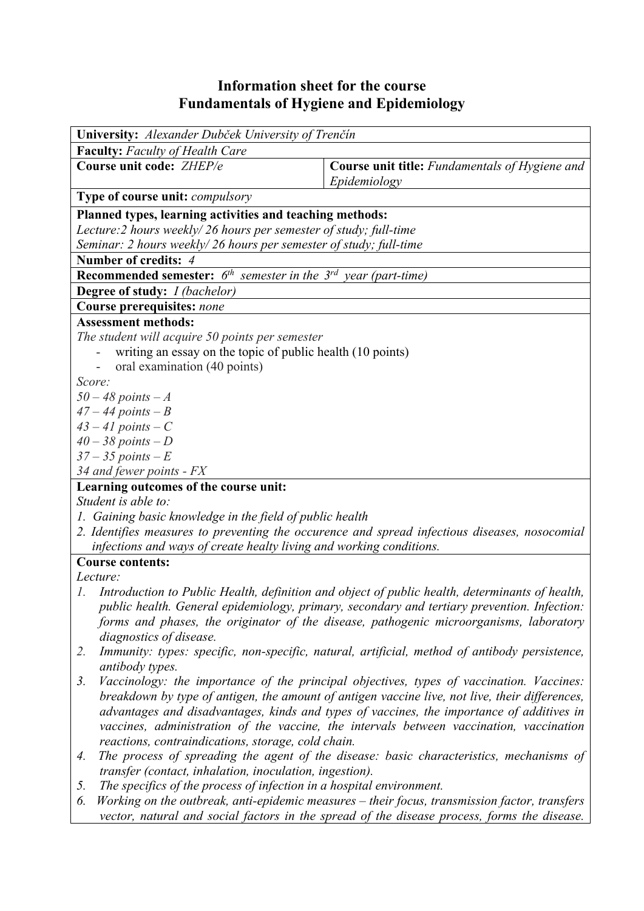# Information sheet for the course
# Fundamentals of Hygiene and Epidemiology

**University:** *Alexander Dubček University of Trenčín*

**Faculty:** *Faculty of Health Care*

| **Course unit code:** *ZHEP/e* | **Course unit title:** *Fundamentals of Hygiene and Epidemiology* |
|---|---|

**Type of course unit:** *compulsory*

**Planned types, learning activities and teaching methods:**
*Lecture:2 hours weekly/ 26 hours per semester of study; full-time*
*Seminar: 2 hours weekly/ 26 hours per semester of study; full-time*

**Number of credits:** *4*

**Recommended semester:** *6th semester in the 3rd year (part-time)*

**Degree of study:** *I (bachelor)*

**Course prerequisites:** *none*

**Assessment methods:**
*The student will acquire 50 points per semester*

- writing an essay on the topic of public health (10 points)
- oral examination (40 points)

*Score:*
*50 – 48 points – A*
*47 – 44 points – B*
*43 – 41 points – C*
*40 – 38 points – D*
*37 – 35 points – E*
*34 and fewer points - FX*

**Learning outcomes of the course unit:**
*Student is able to:*

1. *Gaining basic knowledge in the field of public health*
2. *Identifies measures to preventing the occurence and spread infectious diseases, nosocomial infections and ways of create healty living and working conditions.*

**Course contents:**
*Lecture:*

1. *Introduction to Public Health, definition and object of public health, determinants of health, public health. General epidemiology, primary, secondary and tertiary prevention. Infection: forms and phases, the originator of the disease, pathogenic microorganisms, laboratory diagnostics of disease.*
2. *Immunity: types: specific, non-specific, natural, artificial, method of antibody persistence, antibody types.*
3. *Vaccinology: the importance of the principal objectives, types of vaccination. Vaccines: breakdown by type of antigen, the amount of antigen vaccine live, not live, their differences, advantages and disadvantages, kinds and types of vaccines, the importance of additives in vaccines, administration of the vaccine, the intervals between vaccination, vaccination reactions, contraindications, storage, cold chain.*
4. *The process of spreading the agent of the disease: basic characteristics, mechanisms of transfer (contact, inhalation, inoculation, ingestion).*
5. *The specifics of the process of infection in a hospital environment.*
6. *Working on the outbreak, anti-epidemic measures – their focus, transmission factor, transfers vector, natural and social factors in the spread of the disease process, forms the disease.*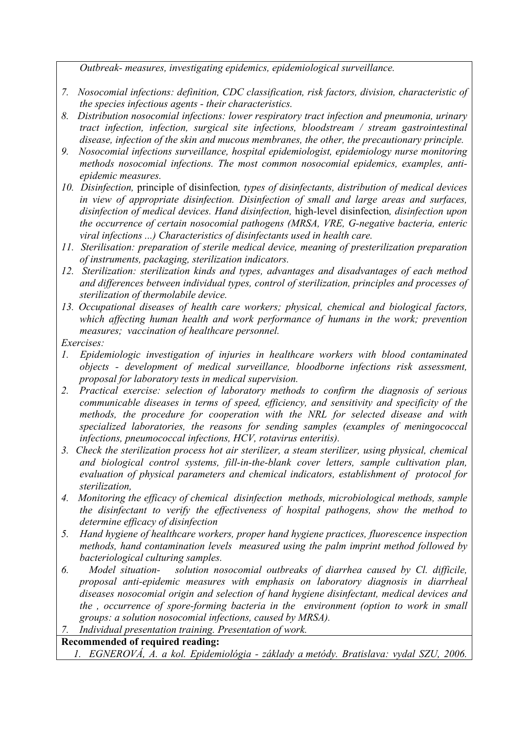*Outbreak- measures, investigating epidemics, epidemiological surveillance.*

7. *Nosocomial infections: definition, CDC classification, risk factors, division, characteristic of the species infectious agents - their characteristics.*
8. *Distribution nosocomial infections: lower respiratory tract infection and pneumonia, urinary tract infection, infection, surgical site infections, bloodstream / stream gastrointestinal disease, infection of the skin and mucous membranes, the other, the precautionary principle.*
9. *Nosocomial infections surveillance, hospital epidemiologist, epidemiology nurse monitoring methods nosocomial infections. The most common nosocomial epidemics, examples, anti-epidemic measures.*
10. *Disinfection,* principle of disinfection*, types of disinfectants, distribution of medical devices in view of appropriate disinfection. Disinfection of small and large areas and surfaces, disinfection of medical devices. Hand disinfection,* high-level disinfection*, disinfection upon the occurrence of certain nosocomial pathogens (MRSA, VRE, G-negative bacteria, enteric viral infections ...) Characteristics of disinfectants used in health care.*
11. *Sterilisation: preparation of sterile medical device, meaning of presterilization preparation of instruments, packaging, sterilization indicators.*
12. *Sterilization: sterilization kinds and types, advantages and disadvantages of each method and differences between individual types, control of sterilization, principles and processes of sterilization of thermolabile device.*
13. *Occupational diseases of health care workers; physical, chemical and biological factors, which affecting human health and work performance of humans in the work; prevention measures; vaccination of healthcare personnel.*

*Exercises:*

1. *Epidemiologic investigation of injuries in healthcare workers with blood contaminated objects - development of medical surveillance, bloodborne infections risk assessment, proposal for laboratory tests in medical supervision.*
2. *Practical exercise: selection of laboratory methods to confirm the diagnosis of serious communicable diseases in terms of speed, efficiency, and sensitivity and specificity of the methods, the procedure for cooperation with the NRL for selected disease and with specialized laboratories, the reasons for sending samples (examples of meningococcal infections, pneumococcal infections, HCV, rotavirus enteritis).*
3. *Check the sterilization process hot air sterilizer, a steam sterilizer, using physical, chemical and biological control systems, fill-in-the-blank cover letters, sample cultivation plan, evaluation of physical parameters and chemical indicators, establishment of protocol for sterilization,*
4. *Monitoring the efficacy of chemical disinfection methods, microbiological methods, sample the disinfectant to verify the effectiveness of hospital pathogens, show the method to determine efficacy of disinfection*
5. *Hand hygiene of healthcare workers, proper hand hygiene practices, fluorescence inspection methods, hand contamination levels measured using the palm imprint method followed by bacteriological culturing samples.*
6. *Model situation- solution nosocomial outbreaks of diarrhea caused by Cl. difficile, proposal anti-epidemic measures with emphasis on laboratory diagnosis in diarrheal diseases nosocomial origin and selection of hand hygiene disinfectant, medical devices and the , occurrence of spore-forming bacteria in the environment (option to work in small groups: a solution nosocomial infections, caused by MRSA).*
7. *Individual presentation training. Presentation of work.*

**Recommended of required reading:**

1. *EGNEROVÁ, A. a kol. Epidemiológia - základy a metódy. Bratislava: vydal SZU, 2006.*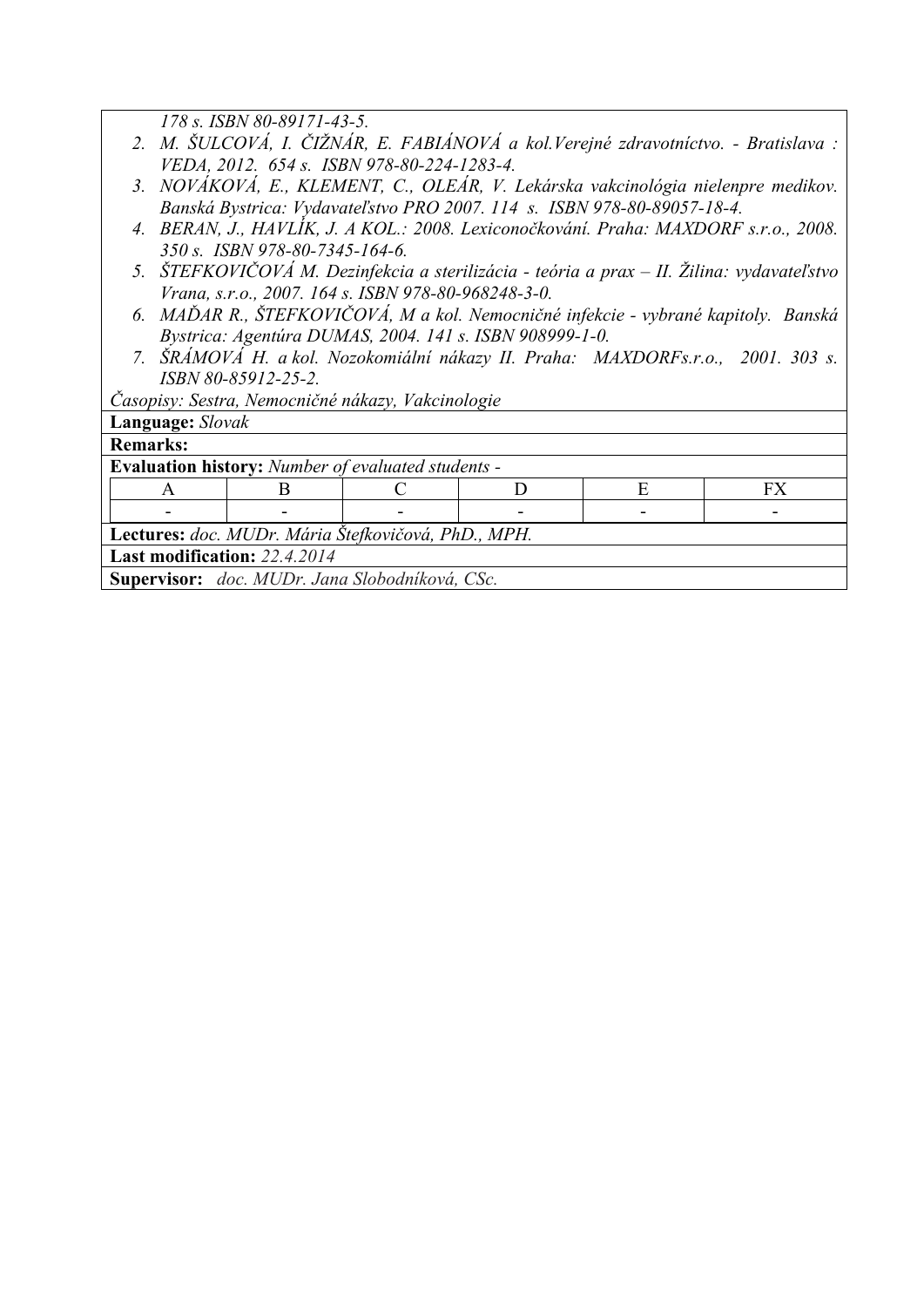178 s. ISBN 80-89171-43-5.

2. *M. ŠULCOVÁ, I. ČIŽNÁR, E. FABIÁNOVÁ a kol.Verejné zdravotníctvo. - Bratislava : VEDA, 2012. 654 s. ISBN 978-80-224-1283-4.*
3. *NOVÁKOVÁ, E., KLEMENT, C., OLEÁR, V. Lekárska vakcinológia nielenpre medikov. Banská Bystrica: Vydavateľstvo PRO 2007. 114 s. ISBN 978-80-89057-18-4.*
4. *BERAN, J., HAVLÍK, J. A KOL.: 2008. Lexiconočkování. Praha: MAXDORF s.r.o., 2008. 350 s. ISBN 978-80-7345-164-6.*
5. *ŠTEFKOVIČOVÁ M. Dezinfekcia a sterilizácia - teória a prax – II. Žilina: vydavateľstvo Vrana, s.r.o., 2007. 164 s. ISBN 978-80-968248-3-0.*
6. *MAĎAR R., ŠTEFKOVIČOVÁ, M a kol. Nemocničné infekcie - vybrané kapitoly. Banská Bystrica: Agentúra DUMAS, 2004. 141 s. ISBN 908999-1-0.*
7. *ŠRÁMOVÁ H. a kol. Nozokomiální nákazy II. Praha: MAXDORFs.r.o., 2001. 303 s. ISBN 80-85912-25-2.*

*Časopisy: Sestra, Nemocničné nákazy, Vakcinologie*

**Language:** *Slovak*

**Remarks:**

**Evaluation history:** *Number of evaluated students -*

| A | B | C | D | E | FX |
|---|---|---|---|---|---|
| - | - | - | - | - | - |

**Lectures:** *doc. MUDr. Mária Štefkovičová, PhD., MPH.*

**Last modification:** *22.4.2014*

**Supervisor:** *doc. MUDr. Jana Slobodníková, CSc.*